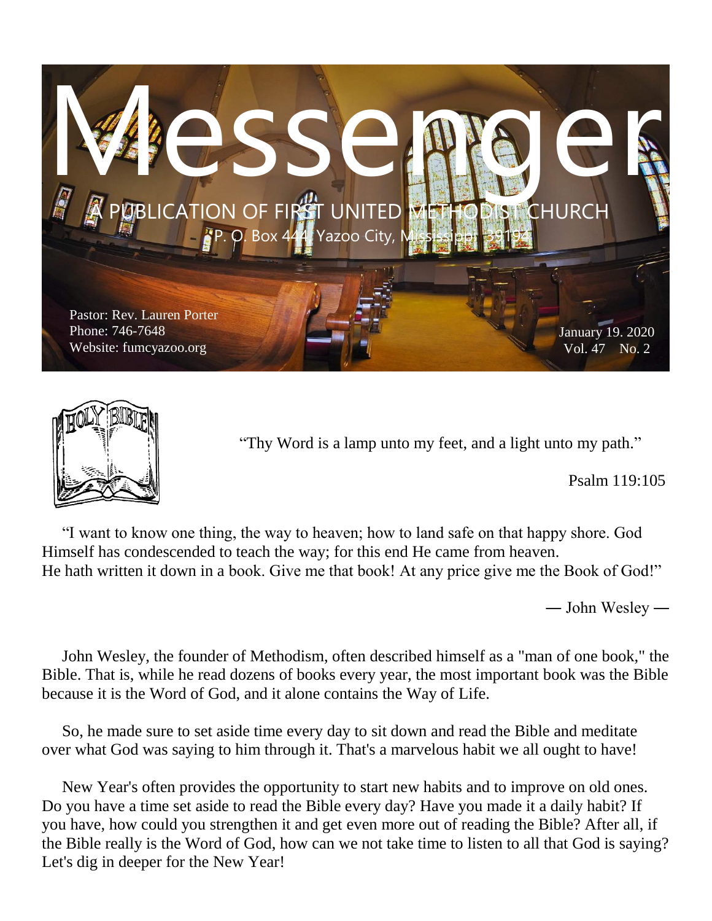# Messenger

A PUBLICATION OF FIRST UNITED METHODIST CHURCH

P. O. Box 444, Yazoo City, Mississippi 39194

Pastor: Rev. Lauren Porter
Phone: 746-7648
Website: fumcyazoo.org

January 19. 2020
Vol. 47 No. 2

"Thy Word is a lamp unto my feet, and a light unto my path."

Psalm 119:105

"I want to know one thing, the way to heaven; how to land safe on that happy shore. God Himself has condescended to teach the way; for this end He came from heaven. He hath written it down in a book. Give me that book! At any price give me the Book of God!"

— John Wesley —

John Wesley, the founder of Methodism, often described himself as a "man of one book," the Bible. That is, while he read dozens of books every year, the most important book was the Bible because it is the Word of God, and it alone contains the Way of Life.

So, he made sure to set aside time every day to sit down and read the Bible and meditate over what God was saying to him through it. That's a marvelous habit we all ought to have!

New Year's often provides the opportunity to start new habits and to improve on old ones. Do you have a time set aside to read the Bible every day? Have you made it a daily habit? If you have, how could you strengthen it and get even more out of reading the Bible? After all, if the Bible really is the Word of God, how can we not take time to listen to all that God is saying? Let's dig in deeper for the New Year!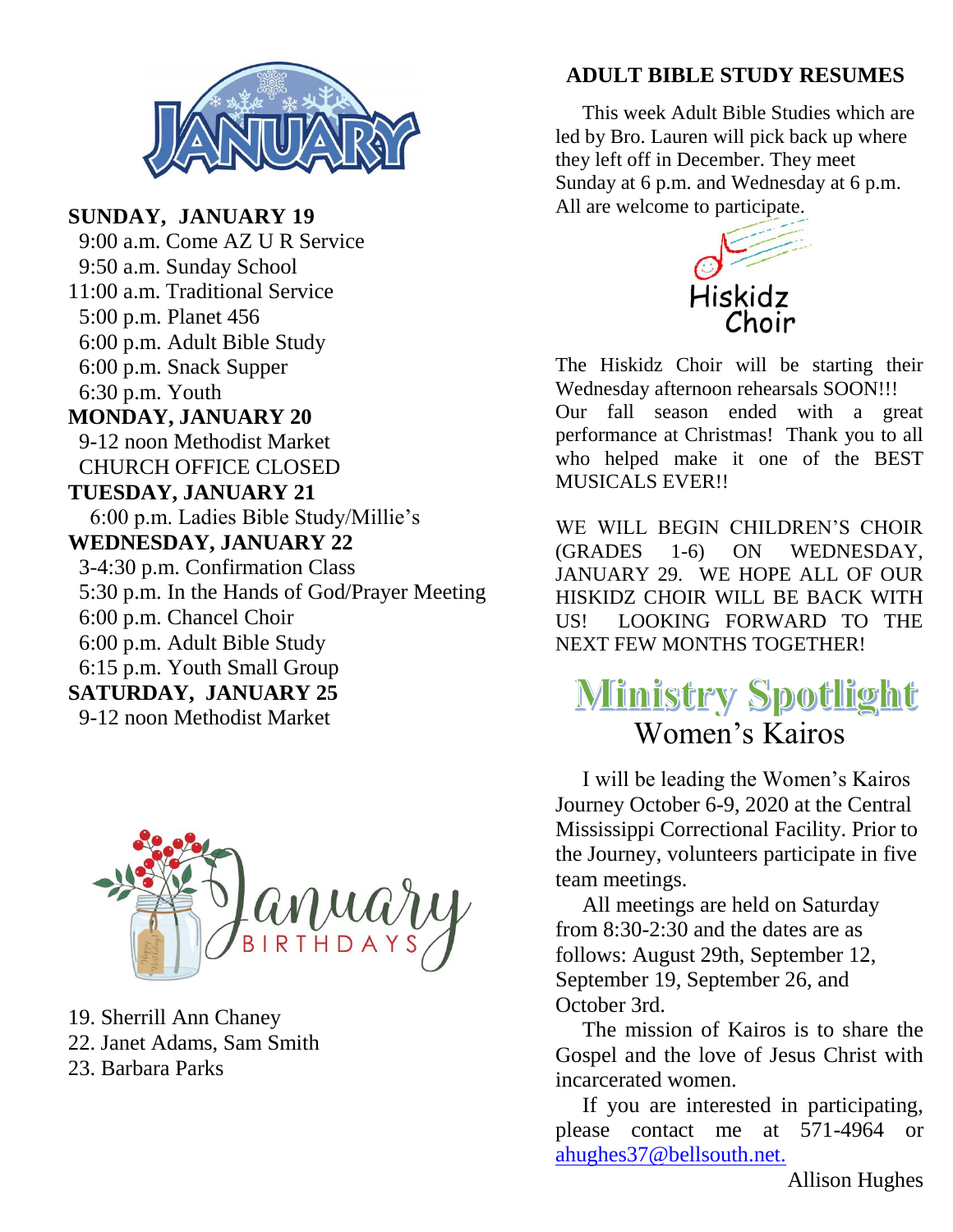# JANUARY

**SUNDAY, JANUARY 19**

9:00 a.m. Come AZ U R Service
9:50 a.m. Sunday School
11:00 a.m. Traditional Service
5:00 p.m. Planet 456
6:00 p.m. Adult Bible Study
6:00 p.m. Snack Supper
6:30 p.m. Youth

**MONDAY, JANUARY 20**

9-12 noon Methodist Market
CHURCH OFFICE CLOSED

**TUESDAY, JANUARY 21**

6:00 p.m. Ladies Bible Study/Millie's

**WEDNESDAY, JANUARY 22**

3-4:30 p.m. Confirmation Class
5:30 p.m. In the Hands of God/Prayer Meeting
6:00 p.m. Chancel Choir
6:00 p.m. Adult Bible Study
6:15 p.m. Youth Small Group

**SATURDAY, JANUARY 25**

9-12 noon Methodist Market

## January BIRTHDAYS

19. Sherrill Ann Chaney
22. Janet Adams, Sam Smith
23. Barbara Parks

## ADULT BIBLE STUDY RESUMES

This week Adult Bible Studies which are led by Bro. Lauren will pick back up where they left off in December. They meet Sunday at 6 p.m. and Wednesday at 6 p.m. All are welcome to participate.

## Hiskidz Choir

The Hiskidz Choir will be starting their Wednesday afternoon rehearsals SOON!!! Our fall season ended with a great performance at Christmas! Thank you to all who helped make it one of the BEST MUSICALS EVER!!

WE WILL BEGIN CHILDREN'S CHOIR (GRADES 1-6) ON WEDNESDAY, JANUARY 29. WE HOPE ALL OF OUR HISKIDZ CHOIR WILL BE BACK WITH US! LOOKING FORWARD TO THE NEXT FEW MONTHS TOGETHER!

## Ministry Spotlight

### Women's Kairos

I will be leading the Women's Kairos Journey October 6-9, 2020 at the Central Mississippi Correctional Facility. Prior to the Journey, volunteers participate in five team meetings.

All meetings are held on Saturday from 8:30-2:30 and the dates are as follows: August 29th, September 12, September 19, September 26, and October 3rd.

The mission of Kairos is to share the Gospel and the love of Jesus Christ with incarcerated women.

If you are interested in participating, please contact me at 571-4964 or ahughes37@bellsouth.net.

Allison Hughes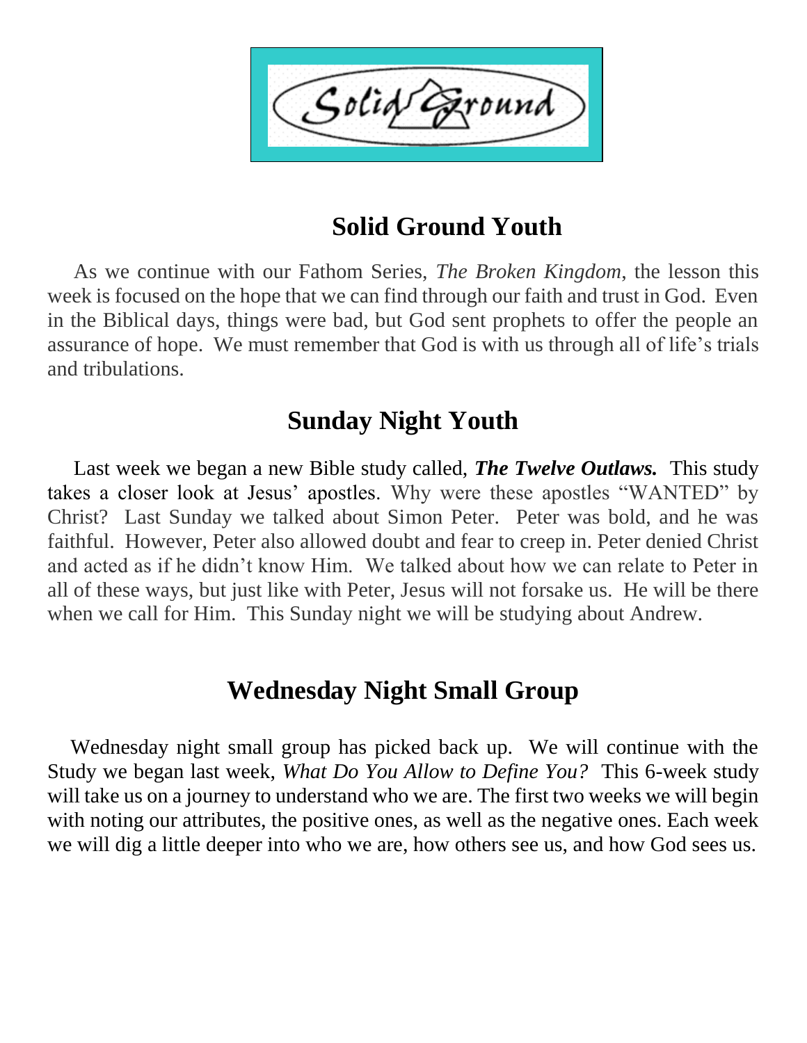# Solid Ground Youth

As we continue with our Fathom Series, *The Broken Kingdom*, the lesson this week is focused on the hope that we can find through our faith and trust in God. Even in the Biblical days, things were bad, but God sent prophets to offer the people an assurance of hope. We must remember that God is with us through all of life's trials and tribulations.

# Sunday Night Youth

Last week we began a new Bible study called, ***The Twelve Outlaws.*** This study takes a closer look at Jesus' apostles. Why were these apostles "WANTED" by Christ? Last Sunday we talked about Simon Peter. Peter was bold, and he was faithful. However, Peter also allowed doubt and fear to creep in. Peter denied Christ and acted as if he didn't know Him. We talked about how we can relate to Peter in all of these ways, but just like with Peter, Jesus will not forsake us. He will be there when we call for Him. This Sunday night we will be studying about Andrew.

# Wednesday Night Small Group

Wednesday night small group has picked back up. We will continue with the Study we began last week, *What Do You Allow to Define You?* This 6-week study will take us on a journey to understand who we are. The first two weeks we will begin with noting our attributes, the positive ones, as well as the negative ones. Each week we will dig a little deeper into who we are, how others see us, and how God sees us.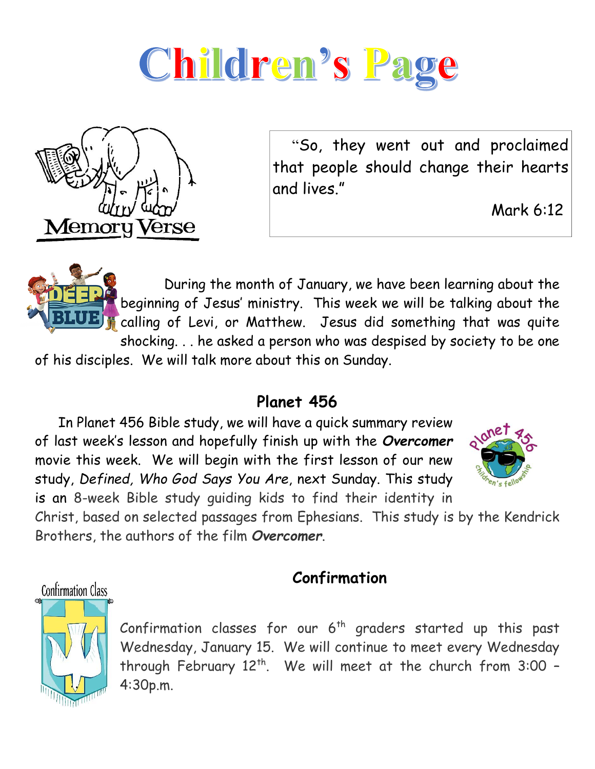# Children's Page

Memory Verse

"So, they went out and proclaimed that people should change their hearts and lives."

Mark 6:12

During the month of January, we have been learning about the beginning of Jesus' ministry. This week we will be talking about the calling of Levi, or Matthew. Jesus did something that was quite shocking. . . he asked a person who was despised by society to be one of his disciples. We will talk more about this on Sunday.

## Planet 456

In Planet 456 Bible study, we will have a quick summary review of last week's lesson and hopefully finish up with the ***Overcomer*** movie this week. We will begin with the first lesson of our new study, *Defined, Who God Says You Are*, next Sunday. This study is an 8-week Bible study guiding kids to find their identity in Christ, based on selected passages from Ephesians. This study is by the Kendrick Brothers, the authors of the film ***Overcomer***.

## Confirmation

Confirmation classes for our 6th graders started up this past Wednesday, January 15. We will continue to meet every Wednesday through February 12th. We will meet at the church from 3:00 – 4:30p.m.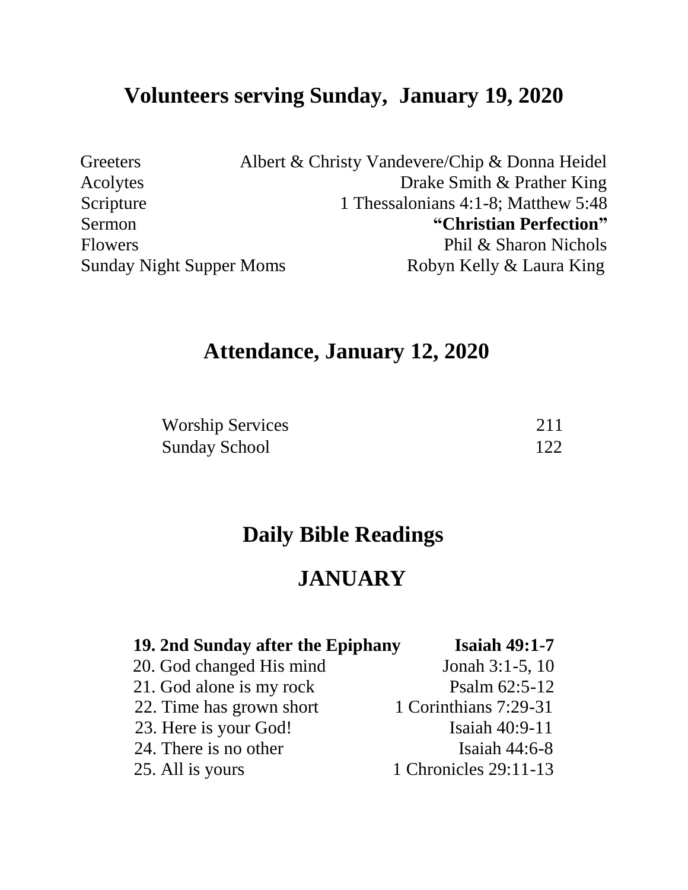## Volunteers serving Sunday, January 19, 2020

| | |
|---|---|
| Greeters | Albert & Christy Vandevere/Chip & Donna Heidel |
| Acolytes | Drake Smith & Prather King |
| Scripture | 1 Thessalonians 4:1-8; Matthew 5:48 |
| Sermon | **"Christian Perfection"** |
| Flowers | Phil & Sharon Nichols |
| Sunday Night Supper Moms | Robyn Kelly & Laura King |

## Attendance, January 12, 2020

| | |
|---|---|
| Worship Services | 211 |
| Sunday School | 122 |

## Daily Bible Readings

## JANUARY

| | |
|---|---|
| **19. 2nd Sunday after the Epiphany** | **Isaiah 49:1-7** |
| 20. God changed His mind | Jonah 3:1-5, 10 |
| 21. God alone is my rock | Psalm 62:5-12 |
| 22. Time has grown short | 1 Corinthians 7:29-31 |
| 23. Here is your God! | Isaiah 40:9-11 |
| 24. There is no other | Isaiah 44:6-8 |
| 25. All is yours | 1 Chronicles 29:11-13 |